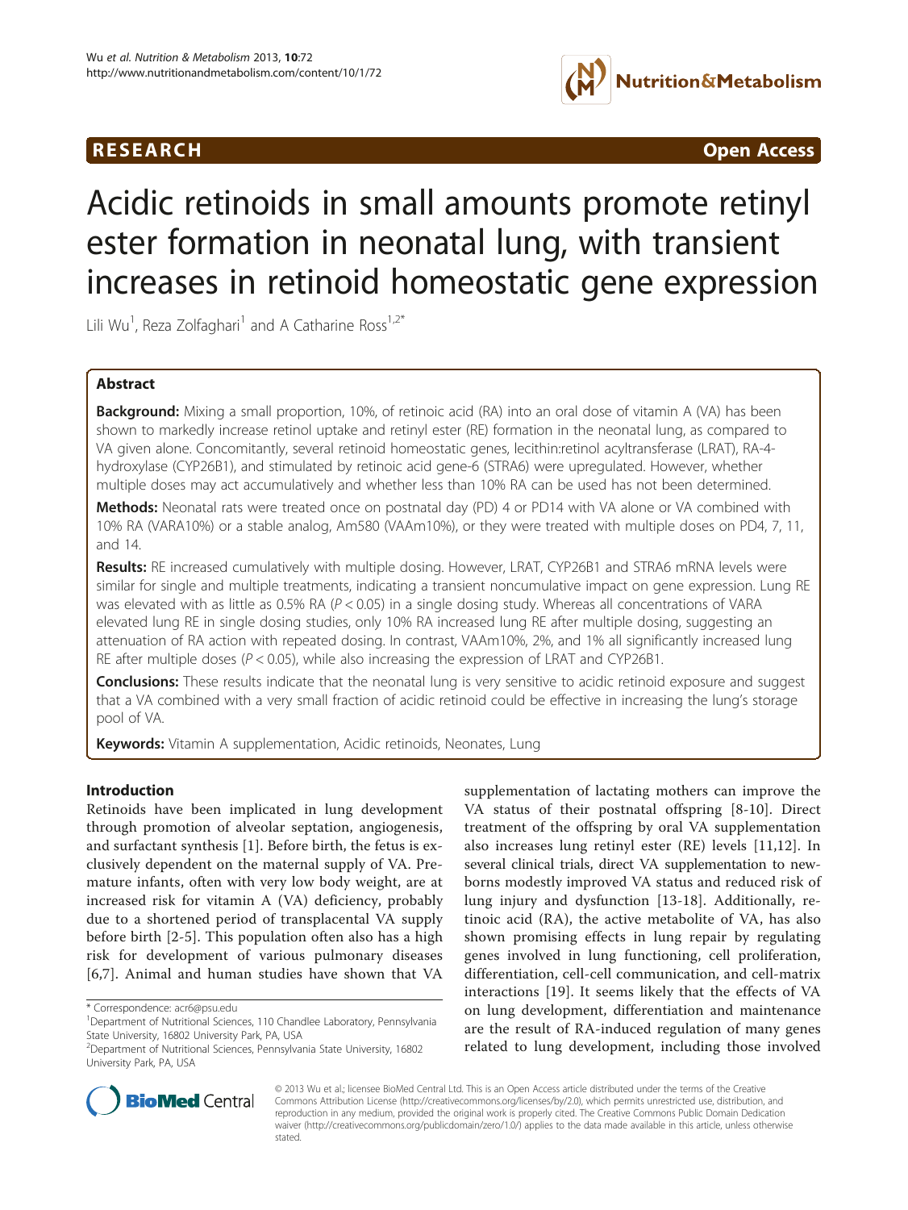RESEARCH **Open Access**

# Acidic retinoids in small amounts promote retinyl ester formation in neonatal lung, with transient increases in retinoid homeostatic gene expression

Lili Wu[1], Reza Zolfaghari[1] and A Catharine Ross[1,2*]

## Abstract

**Background:** Mixing a small proportion, 10%, of retinoic acid (RA) into an oral dose of vitamin A (VA) has been shown to markedly increase retinol uptake and retinyl ester (RE) formation in the neonatal lung, as compared to VA given alone. Concomitantly, several retinoid homeostatic genes, lecithin:retinol acyltransferase (LRAT), RA-4-hydroxylase (CYP26B1), and stimulated by retinoic acid gene-6 (STRA6) were upregulated. However, whether multiple doses may act accumulatively and whether less than 10% RA can be used has not been determined.

**Methods:** Neonatal rats were treated once on postnatal day (PD) 4 or PD14 with VA alone or VA combined with 10% RA (VARA10%) or a stable analog, Am580 (VAAm10%), or they were treated with multiple doses on PD4, 7, 11, and 14.

**Results:** RE increased cumulatively with multiple dosing. However, LRAT, CYP26B1 and STRA6 mRNA levels were similar for single and multiple treatments, indicating a transient noncumulative impact on gene expression. Lung RE was elevated with as little as 0.5% RA ($P < 0.05$) in a single dosing study. Whereas all concentrations of VARA elevated lung RE in single dosing studies, only 10% RA increased lung RE after multiple dosing, suggesting an attenuation of RA action with repeated dosing. In contrast, VAAm10%, 2%, and 1% all significantly increased lung RE after multiple doses ($P < 0.05$), while also increasing the expression of LRAT and CYP26B1.

**Conclusions:** These results indicate that the neonatal lung is very sensitive to acidic retinoid exposure and suggest that a VA combined with a very small fraction of acidic retinoid could be effective in increasing the lung's storage pool of VA.

**Keywords:** Vitamin A supplementation, Acidic retinoids, Neonates, Lung

## Introduction

Retinoids have been implicated in lung development through promotion of alveolar septation, angiogenesis, and surfactant synthesis [1]. Before birth, the fetus is exclusively dependent on the maternal supply of VA. Premature infants, often with very low body weight, are at increased risk for vitamin A (VA) deficiency, probably due to a shortened period of transplacental VA supply before birth [2-5]. This population often also has a high risk for development of various pulmonary diseases [6,7]. Animal and human studies have shown that VA supplementation of lactating mothers can improve the VA status of their postnatal offspring [8-10]. Direct treatment of the offspring by oral VA supplementation also increases lung retinyl ester (RE) levels [11,12]. In several clinical trials, direct VA supplementation to newborns modestly improved VA status and reduced risk of lung injury and dysfunction [13-18]. Additionally, retinoic acid (RA), the active metabolite of VA, has also shown promising effects in lung repair by regulating genes involved in lung functioning, cell proliferation, differentiation, cell-cell communication, and cell-matrix interactions [19]. It seems likely that the effects of VA on lung development, differentiation and maintenance are the result of RA-induced regulation of many genes related to lung development, including those involved

\* Correspondence: acr6@psu.edu
[1]Department of Nutritional Sciences, 110 Chandlee Laboratory, Pennsylvania State University, 16802 University Park, PA, USA
[2]Department of Nutritional Sciences, Pennsylvania State University, 16802 University Park, PA, USA

© 2013 Wu et al.; licensee BioMed Central Ltd. This is an Open Access article distributed under the terms of the Creative Commons Attribution License (http://creativecommons.org/licenses/by/2.0), which permits unrestricted use, distribution, and reproduction in any medium, provided the original work is properly cited. The Creative Commons Public Domain Dedication waiver (http://creativecommons.org/publicdomain/zero/1.0/) applies to the data made available in this article, unless otherwise stated.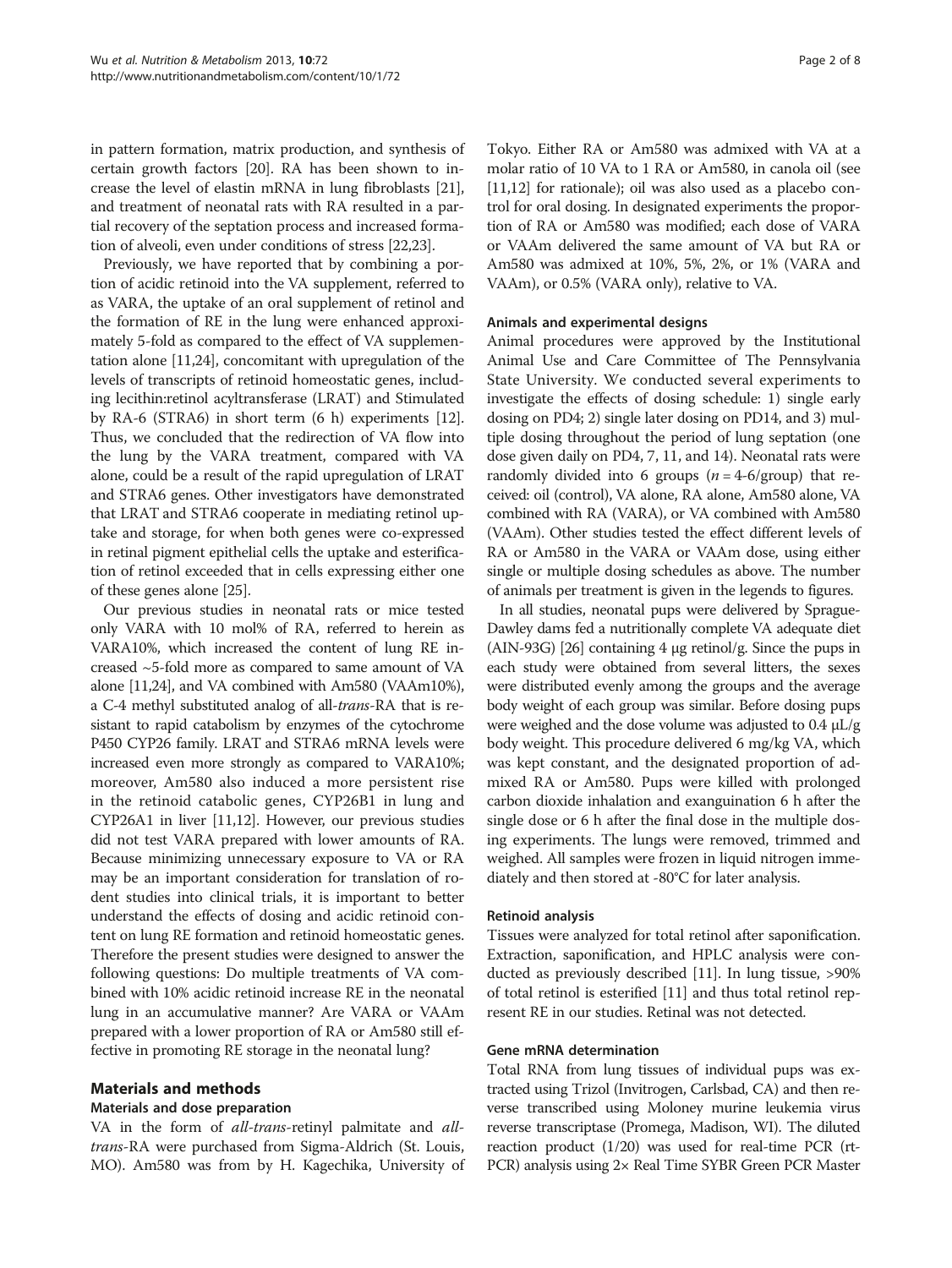in pattern formation, matrix production, and synthesis of certain growth factors [20]. RA has been shown to increase the level of elastin mRNA in lung fibroblasts [21], and treatment of neonatal rats with RA resulted in a partial recovery of the septation process and increased formation of alveoli, even under conditions of stress [22,23].

Previously, we have reported that by combining a portion of acidic retinoid into the VA supplement, referred to as VARA, the uptake of an oral supplement of retinol and the formation of RE in the lung were enhanced approximately 5-fold as compared to the effect of VA supplementation alone [11,24], concomitant with upregulation of the levels of transcripts of retinoid homeostatic genes, including lecithin:retinol acyltransferase (LRAT) and Stimulated by RA-6 (STRA6) in short term (6 h) experiments [12]. Thus, we concluded that the redirection of VA flow into the lung by the VARA treatment, compared with VA alone, could be a result of the rapid upregulation of LRAT and STRA6 genes. Other investigators have demonstrated that LRAT and STRA6 cooperate in mediating retinol uptake and storage, for when both genes were co-expressed in retinal pigment epithelial cells the uptake and esterification of retinol exceeded that in cells expressing either one of these genes alone [25].

Our previous studies in neonatal rats or mice tested only VARA with 10 mol% of RA, referred to herein as VARA10%, which increased the content of lung RE increased ~5-fold more as compared to same amount of VA alone [11,24], and VA combined with Am580 (VAAm10%), a C-4 methyl substituted analog of *all-trans*-RA that is resistant to rapid catabolism by enzymes of the cytochrome P450 CYP26 family. LRAT and STRA6 mRNA levels were increased even more strongly as compared to VARA10%; moreover, Am580 also induced a more persistent rise in the retinoid catabolic genes, CYP26B1 in lung and CYP26A1 in liver [11,12]. However, our previous studies did not test VARA prepared with lower amounts of RA. Because minimizing unnecessary exposure to VA or RA may be an important consideration for translation of rodent studies into clinical trials, it is important to better understand the effects of dosing and acidic retinoid content on lung RE formation and retinoid homeostatic genes. Therefore the present studies were designed to answer the following questions: Do multiple treatments of VA combined with 10% acidic retinoid increase RE in the neonatal lung in an accumulative manner? Are VARA or VAAm prepared with a lower proportion of RA or Am580 still effective in promoting RE storage in the neonatal lung?

## Materials and methods

### Materials and dose preparation

VA in the form of *all-trans*-retinyl palmitate and *all-trans*-RA were purchased from Sigma-Aldrich (St. Louis, MO). Am580 was from by H. Kagechika, University of Tokyo. Either RA or Am580 was admixed with VA at a molar ratio of 10 VA to 1 RA or Am580, in canola oil (see [11,12] for rationale); oil was also used as a placebo control for oral dosing. In designated experiments the proportion of RA or Am580 was modified; each dose of VARA or VAAm delivered the same amount of VA but RA or Am580 was admixed at 10%, 5%, 2%, or 1% (VARA and VAAm), or 0.5% (VARA only), relative to VA.

### Animals and experimental designs

Animal procedures were approved by the Institutional Animal Use and Care Committee of The Pennsylvania State University. We conducted several experiments to investigate the effects of dosing schedule: 1) single early dosing on PD4; 2) single later dosing on PD14, and 3) multiple dosing throughout the period of lung septation (one dose given daily on PD4, 7, 11, and 14). Neonatal rats were randomly divided into 6 groups ($n = 4$-6/group) that received: oil (control), VA alone, RA alone, Am580 alone, VA combined with RA (VARA), or VA combined with Am580 (VAAm). Other studies tested the effect different levels of RA or Am580 in the VARA or VAAm dose, using either single or multiple dosing schedules as above. The number of animals per treatment is given in the legends to figures.

In all studies, neonatal pups were delivered by Sprague-Dawley dams fed a nutritionally complete VA adequate diet (AIN-93G) [26] containing 4 μg retinol/g. Since the pups in each study were obtained from several litters, the sexes were distributed evenly among the groups and the average body weight of each group was similar. Before dosing pups were weighed and the dose volume was adjusted to 0.4 μL/g body weight. This procedure delivered 6 mg/kg VA, which was kept constant, and the designated proportion of admixed RA or Am580. Pups were killed with prolonged carbon dioxide inhalation and exanguination 6 h after the single dose or 6 h after the final dose in the multiple dosing experiments. The lungs were removed, trimmed and weighed. All samples were frozen in liquid nitrogen immediately and then stored at -80°C for later analysis.

### Retinoid analysis

Tissues were analyzed for total retinol after saponification. Extraction, saponification, and HPLC analysis were conducted as previously described [11]. In lung tissue, >90% of total retinol is esterified [11] and thus total retinol represent RE in our studies. Retinal was not detected.

### Gene mRNA determination

Total RNA from lung tissues of individual pups was extracted using Trizol (Invitrogen, Carlsbad, CA) and then reverse transcribed using Moloney murine leukemia virus reverse transcriptase (Promega, Madison, WI). The diluted reaction product (1/20) was used for real-time PCR (rt-PCR) analysis using 2× Real Time SYBR Green PCR Master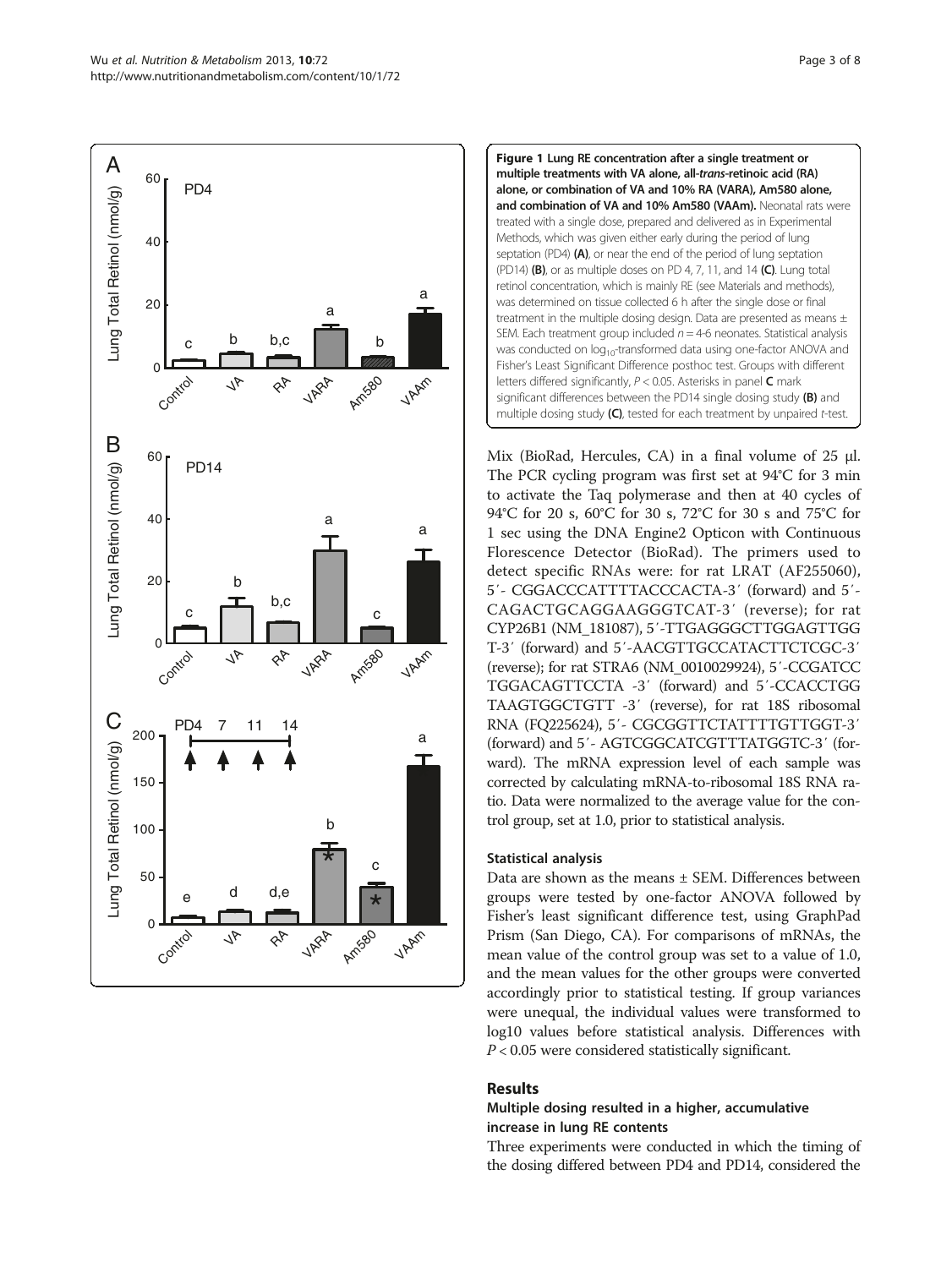**Figure 1 Lung RE concentration after a single treatment or multiple treatments with VA alone, all-*trans*-retinoic acid (RA) alone, or combination of VA and 10% RA (VARA), Am580 alone, and combination of VA and 10% Am580 (VAAm).** Neonatal rats were treated with a single dose, prepared and delivered as in Experimental Methods, which was given either early during the period of lung septation (PD4) **(A)**, or near the end of the period of lung septation (PD14) **(B)**, or as multiple doses on PD 4, 7, 11, and 14 **(C)**. Lung total retinol concentration, which is mainly RE (see Materials and methods), was determined on tissue collected 6 h after the single dose or final treatment in the multiple dosing design. Data are presented as means ± SEM. Each treatment group included $n = 4$-6 neonates. Statistical analysis was conducted on $log_{10}$-transformed data using one-factor ANOVA and Fisher's Least Significant Difference posthoc test. Groups with different letters differed significantly, $P < 0.05$. Asterisks in panel **C** mark significant differences between the PD14 single dosing study **(B)** and multiple dosing study **(C)**, tested for each treatment by unpaired *t*-test.

Mix (BioRad, Hercules, CA) in a final volume of 25 μl. The PCR cycling program was first set at 94°C for 3 min to activate the Taq polymerase and then at 40 cycles of 94°C for 20 s, 60°C for 30 s, 72°C for 30 s and 75°C for 1 sec using the DNA Engine2 Opticon with Continuous Florescence Detector (BioRad). The primers used to detect specific RNAs were: for rat LRAT (AF255060), 5′- CGGACCCATTTTACCCACTA-3′ (forward) and 5′- CAGACTGCAGGAAGGGTCAT-3′ (reverse); for rat CYP26B1 (NM_181087), 5′-TTGAGGGCTTGGAGTTGG T-3′ (forward) and 5′-AACGTTGCCATACTTCTCGC-3′ (reverse); for rat STRA6 (NM_0010029924), 5′-CCGATCC TGGACAGTTCCTA -3′ (forward) and 5′-CCACCTGG TAAGTGGCTGTT -3′ (reverse), for rat 18S ribosomal RNA (FQ225624), 5′- CGCGGTTCTATTTTGTTGGT-3′ (forward) and 5′- AGTCGGCATCGTTTATGGTC-3′ (forward). The mRNA expression level of each sample was corrected by calculating mRNA-to-ribosomal 18S RNA ratio. Data were normalized to the average value for the control group, set at 1.0, prior to statistical analysis.

### Statistical analysis

Data are shown as the means ± SEM. Differences between groups were tested by one-factor ANOVA followed by Fisher's least significant difference test, using GraphPad Prism (San Diego, CA). For comparisons of mRNAs, the mean value of the control group was set to a value of 1.0, and the mean values for the other groups were converted accordingly prior to statistical testing. If group variances were unequal, the individual values were transformed to log10 values before statistical analysis. Differences with $P < 0.05$ were considered statistically significant.

## Results

### Multiple dosing resulted in a higher, accumulative increase in lung RE contents

Three experiments were conducted in which the timing of the dosing differed between PD4 and PD14, considered the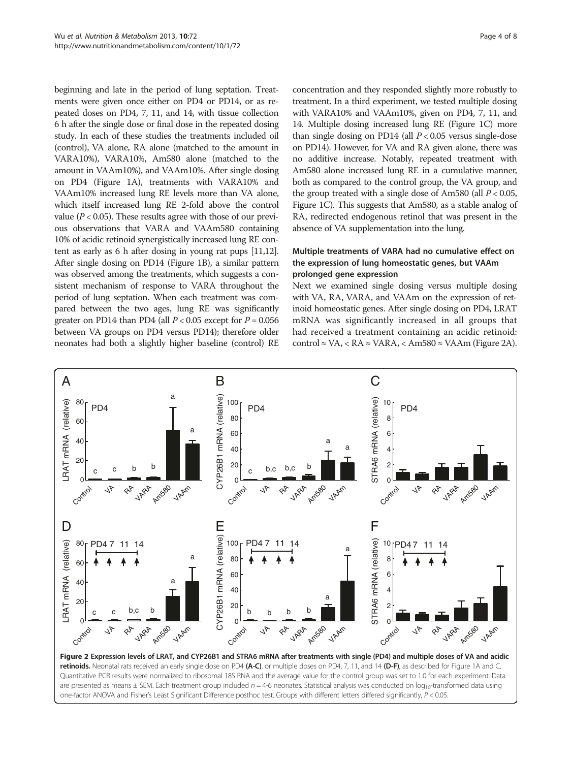beginning and late in the period of lung septation. Treatments were given once either on PD4 or PD14, or as repeated doses on PD4, 7, 11, and 14, with tissue collection 6 h after the single dose or final dose in the repeated dosing study. In each of these studies the treatments included oil (control), VA alone, RA alone (matched to the amount in VARA10%), VARA10%, Am580 alone (matched to the amount in VAAm10%), and VAAm10%. After single dosing on PD4 (Figure 1A), treatments with VARA10% and VAAm10% increased lung RE levels more than VA alone, which itself increased lung RE 2-fold above the control value ($P < 0.05$). These results agree with those of our previous observations that VARA and VAAm580 containing 10% of acidic retinoid synergistically increased lung RE content as early as 6 h after dosing in young rat pups [11,12]. After single dosing on PD14 (Figure 1B), a similar pattern was observed among the treatments, which suggests a consistent mechanism of response to VARA throughout the period of lung septation. When each treatment was compared between the two ages, lung RE was significantly greater on PD14 than PD4 (all $P < 0.05$ except for $P = 0.056$ between VA groups on PD4 versus PD14); therefore older neonates had both a slightly higher baseline (control) RE concentration and they responded slightly more robustly to treatment. In a third experiment, we tested multiple dosing with VARA10% and VAAm10%, given on PD4, 7, 11, and 14. Multiple dosing increased lung RE (Figure 1C) more than single dosing on PD14 (all $P < 0.05$ versus single-dose on PD14). However, for VA and RA given alone, there was no additive increase. Notably, repeated treatment with Am580 alone increased lung RE in a cumulative manner, both as compared to the control group, the VA group, and the group treated with a single dose of Am580 (all $P < 0.05$, Figure 1C). This suggests that Am580, as a stable analog of RA, redirected endogenous retinol that was present in the absence of VA supplementation into the lung.

### Multiple treatments of VARA had no cumulative effect on the expression of lung homeostatic genes, but VAAm prolonged gene expression

Next we examined single dosing versus multiple dosing with VA, RA, VARA, and VAAm on the expression of retinoid homeostatic genes. After single dosing on PD4, LRAT mRNA was significantly increased in all groups that had received a treatment containing an acidic retinoid: control ≈ VA, < RA ≈ VARA, < Am580 ≈ VAAm (Figure 2A).

**Figure 2 Expression levels of LRAT, and CYP26B1 and STRA6 mRNA after treatments with single (PD4) and multiple doses of VA and acidic retinoids.** Neonatal rats received an early single dose on PD4 **(A-C)**, or multiple doses on PD4, 7, 11, and 14 **(D-F)**, as described for Figure 1A and C. Quantitative PCR results were normalized to ribosomal 18S RNA and the average value for the control group was set to 1.0 for each experiment. Data are presented as means ± SEM. Each treatment group included $n = 4$-6 neonates. Statistical analysis was conducted on $\log_{10}$-transformed data using one-factor ANOVA and Fisher's Least Significant Difference posthoc test. Groups with different letters differed significantly, $P < 0.05$.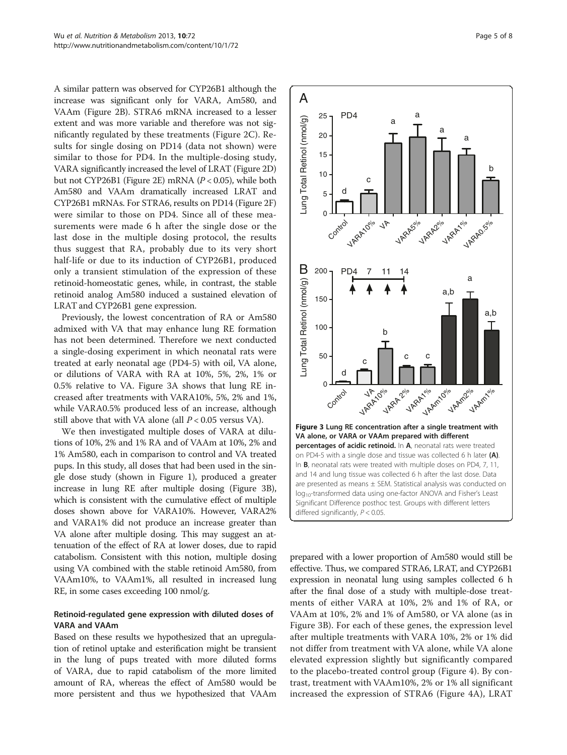A similar pattern was observed for CYP26B1 although the increase was significant only for VARA, Am580, and VAAm (Figure 2B). STRA6 mRNA increased to a lesser extent and was more variable and therefore was not significantly regulated by these treatments (Figure 2C). Results for single dosing on PD14 (data not shown) were similar to those for PD4. In the multiple-dosing study, VARA significantly increased the level of LRAT (Figure 2D) but not CYP26B1 (Figure 2E) mRNA ($P < 0.05$), while both Am580 and VAAm dramatically increased LRAT and CYP26B1 mRNAs. For STRA6, results on PD14 (Figure 2F) were similar to those on PD4. Since all of these measurements were made 6 h after the single dose or the last dose in the multiple dosing protocol, the results thus suggest that RA, probably due to its very short half-life or due to its induction of CYP26B1, produced only a transient stimulation of the expression of these retinoid-homeostatic genes, while, in contrast, the stable retinoid analog Am580 induced a sustained elevation of LRAT and CYP26B1 gene expression.

Previously, the lowest concentration of RA or Am580 admixed with VA that may enhance lung RE formation has not been determined. Therefore we next conducted a single-dosing experiment in which neonatal rats were treated at early neonatal age (PD4-5) with oil, VA alone, or dilutions of VARA with RA at 10%, 5%, 2%, 1% or 0.5% relative to VA. Figure 3A shows that lung RE increased after treatments with VARA10%, 5%, 2% and 1%, while VARA0.5% produced less of an increase, although still above that with VA alone (all $P < 0.05$ versus VA).

We then investigated multiple doses of VARA at dilutions of 10%, 2% and 1% RA and of VAAm at 10%, 2% and 1% Am580, each in comparison to control and VA treated pups. In this study, all doses that had been used in the single dose study (shown in Figure 1), produced a greater increase in lung RE after multiple dosing (Figure 3B), which is consistent with the cumulative effect of multiple doses shown above for VARA10%. However, VARA2% and VARA1% did not produce an increase greater than VA alone after multiple dosing. This may suggest an attenuation of the effect of RA at lower doses, due to rapid catabolism. Consistent with this notion, multiple dosing using VA combined with the stable retinoid Am580, from VAAm10%, to VAAm1%, all resulted in increased lung RE, in some cases exceeding 100 nmol/g.

### Retinoid-regulated gene expression with diluted doses of VARA and VAAm

Based on these results we hypothesized that an upregulation of retinol uptake and esterification might be transient in the lung of pups treated with more diluted forms of VARA, due to rapid catabolism of the more limited amount of RA, whereas the effect of Am580 would be more persistent and thus we hypothesized that VAAm prepared with a lower proportion of Am580 would still be effective. Thus, we compared STRA6, LRAT, and CYP26B1 expression in neonatal lung using samples collected 6 h after the final dose of a study with multiple-dose treatments of either VARA at 10%, 2% and 1% of RA, or VAAm at 10%, 2% and 1% of Am580, or VA alone (as in Figure 3B). For each of these genes, the expression level after multiple treatments with VARA 10%, 2% or 1% did not differ from treatment with VA alone, while VA alone elevated expression slightly but significantly compared to the placebo-treated control group (Figure 4). By contrast, treatment with VAAm10%, 2% or 1% all significant increased the expression of STRA6 (Figure 4A), LRAT

**Figure 3 Lung RE concentration after a single treatment with VA alone, or VARA or VAAm prepared with different percentages of acidic retinoid.** In **A**, neonatal rats were treated on PD4-5 with a single dose and tissue was collected 6 h later **(A)**. In **B**, neonatal rats were treated with multiple doses on PD4, 7, 11, and 14 and lung tissue was collected 6 h after the last dose. Data are presented as means ± SEM. Statistical analysis was conducted on $log_{10}$-transformed data using one-factor ANOVA and Fisher's Least Significant Difference posthoc test. Groups with different letters differed significantly, $P < 0.05$.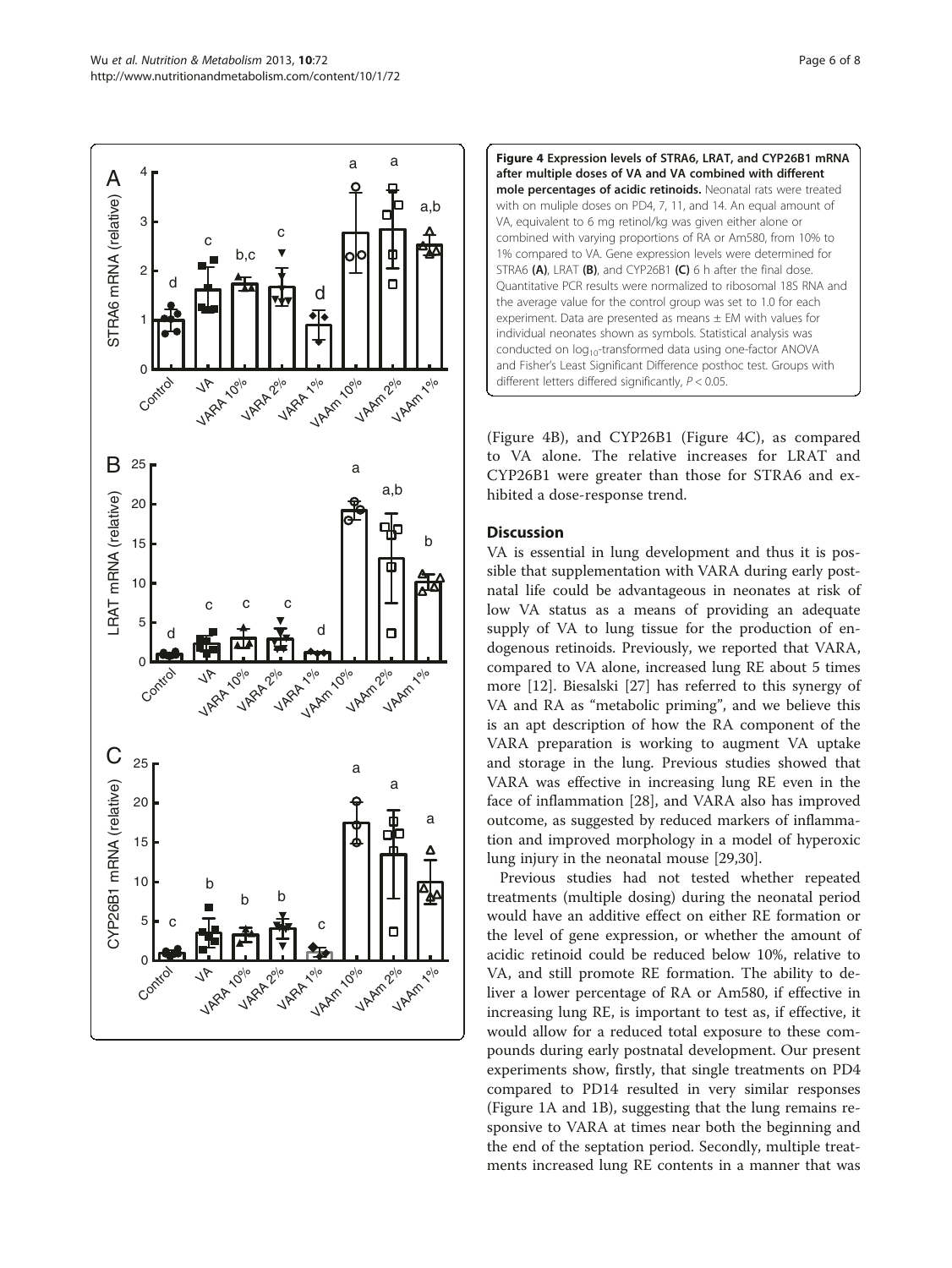**Figure 4 Expression levels of STRA6, LRAT, and CYP26B1 mRNA after multiple doses of VA and VA combined with different mole percentages of acidic retinoids.** Neonatal rats were treated with on muliple doses on PD4, 7, 11, and 14. An equal amount of VA, equivalent to 6 mg retinol/kg was given either alone or combined with varying proportions of RA or Am580, from 10% to 1% compared to VA. Gene expression levels were determined for STRA6 **(A)**, LRAT **(B)**, and CYP26B1 **(C)** 6 h after the final dose. Quantitative PCR results were normalized to ribosomal 18S RNA and the average value for the control group was set to 1.0 for each experiment. Data are presented as means ± EM with values for individual neonates shown as symbols. Statistical analysis was conducted on $\log_{10}$-transformed data using one-factor ANOVA and Fisher's Least Significant Difference posthoc test. Groups with different letters differed significantly, $P < 0.05$.

(Figure 4B), and CYP26B1 (Figure 4C), as compared to VA alone. The relative increases for LRAT and CYP26B1 were greater than those for STRA6 and exhibited a dose-response trend.

## Discussion

VA is essential in lung development and thus it is possible that supplementation with VARA during early postnatal life could be advantageous in neonates at risk of low VA status as a means of providing an adequate supply of VA to lung tissue for the production of endogenous retinoids. Previously, we reported that VARA, compared to VA alone, increased lung RE about 5 times more [12]. Biesalski [27] has referred to this synergy of VA and RA as "metabolic priming", and we believe this is an apt description of how the RA component of the VARA preparation is working to augment VA uptake and storage in the lung. Previous studies showed that VARA was effective in increasing lung RE even in the face of inflammation [28], and VARA also has improved outcome, as suggested by reduced markers of inflammation and improved morphology in a model of hyperoxic lung injury in the neonatal mouse [29,30].

Previous studies had not tested whether repeated treatments (multiple dosing) during the neonatal period would have an additive effect on either RE formation or the level of gene expression, or whether the amount of acidic retinoid could be reduced below 10%, relative to VA, and still promote RE formation. The ability to deliver a lower percentage of RA or Am580, if effective in increasing lung RE, is important to test as, if effective, it would allow for a reduced total exposure to these compounds during early postnatal development. Our present experiments show, firstly, that single treatments on PD4 compared to PD14 resulted in very similar responses (Figure 1A and 1B), suggesting that the lung remains responsive to VARA at times near both the beginning and the end of the septation period. Secondly, multiple treatments increased lung RE contents in a manner that was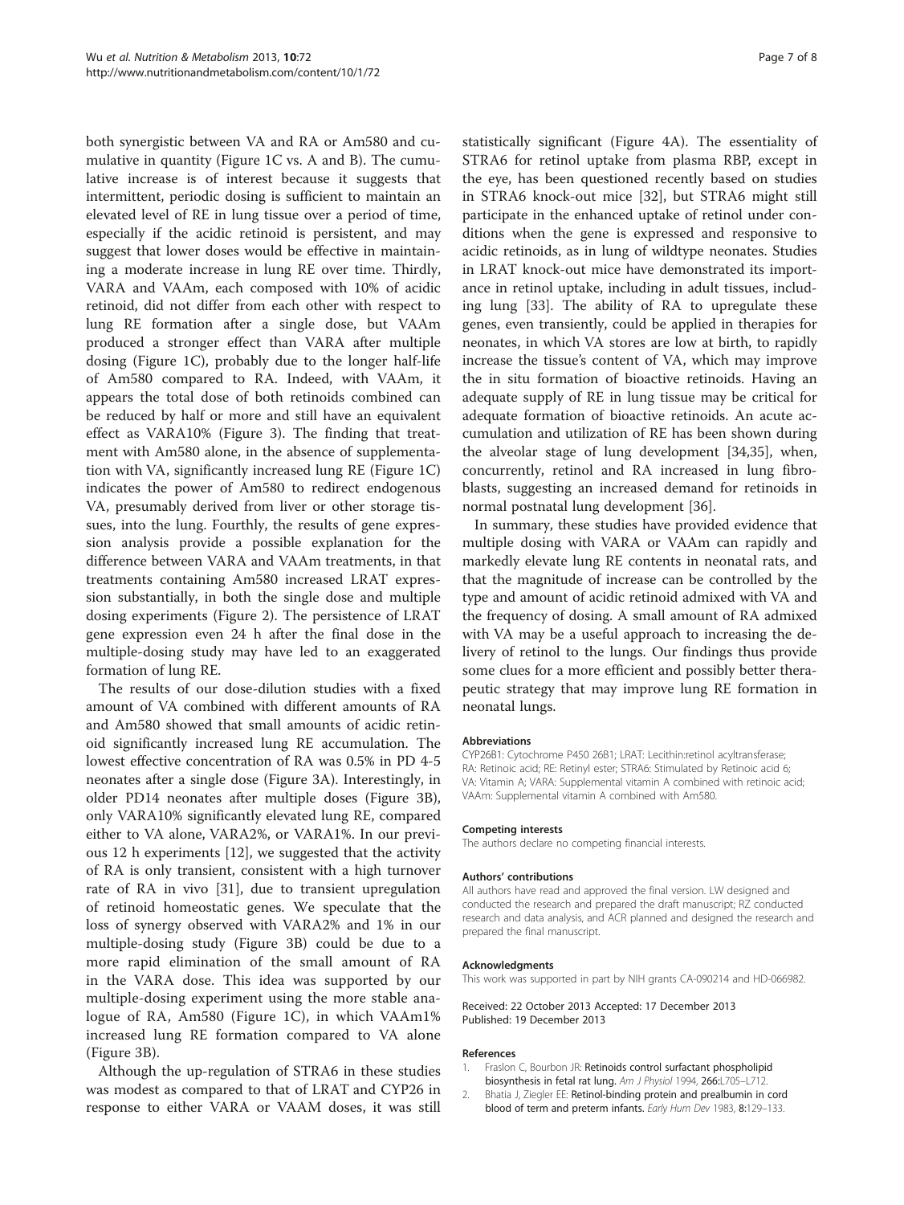both synergistic between VA and RA or Am580 and cumulative in quantity (Figure 1C vs. A and B). The cumulative increase is of interest because it suggests that intermittent, periodic dosing is sufficient to maintain an elevated level of RE in lung tissue over a period of time, especially if the acidic retinoid is persistent, and may suggest that lower doses would be effective in maintaining a moderate increase in lung RE over time. Thirdly, VARA and VAAm, each composed with 10% of acidic retinoid, did not differ from each other with respect to lung RE formation after a single dose, but VAAm produced a stronger effect than VARA after multiple dosing (Figure 1C), probably due to the longer half-life of Am580 compared to RA. Indeed, with VAAm, it appears the total dose of both retinoids combined can be reduced by half or more and still have an equivalent effect as VARA10% (Figure 3). The finding that treatment with Am580 alone, in the absence of supplementation with VA, significantly increased lung RE (Figure 1C) indicates the power of Am580 to redirect endogenous VA, presumably derived from liver or other storage tissues, into the lung. Fourthly, the results of gene expression analysis provide a possible explanation for the difference between VARA and VAAm treatments, in that treatments containing Am580 increased LRAT expression substantially, in both the single dose and multiple dosing experiments (Figure 2). The persistence of LRAT gene expression even 24 h after the final dose in the multiple-dosing study may have led to an exaggerated formation of lung RE.

The results of our dose-dilution studies with a fixed amount of VA combined with different amounts of RA and Am580 showed that small amounts of acidic retinoid significantly increased lung RE accumulation. The lowest effective concentration of RA was 0.5% in PD 4-5 neonates after a single dose (Figure 3A). Interestingly, in older PD14 neonates after multiple doses (Figure 3B), only VARA10% significantly elevated lung RE, compared either to VA alone, VARA2%, or VARA1%. In our previous 12 h experiments [12], we suggested that the activity of RA is only transient, consistent with a high turnover rate of RA in vivo [31], due to transient upregulation of retinoid homeostatic genes. We speculate that the loss of synergy observed with VARA2% and 1% in our multiple-dosing study (Figure 3B) could be due to a more rapid elimination of the small amount of RA in the VARA dose. This idea was supported by our multiple-dosing experiment using the more stable analogue of RA, Am580 (Figure 1C), in which VAAm1% increased lung RE formation compared to VA alone (Figure 3B).

Although the up-regulation of STRA6 in these studies was modest as compared to that of LRAT and CYP26 in response to either VARA or VAAM doses, it was still statistically significant (Figure 4A). The essentiality of STRA6 for retinol uptake from plasma RBP, except in the eye, has been questioned recently based on studies in STRA6 knock-out mice [32], but STRA6 might still participate in the enhanced uptake of retinol under conditions when the gene is expressed and responsive to acidic retinoids, as in lung of wildtype neonates. Studies in LRAT knock-out mice have demonstrated its importance in retinol uptake, including in adult tissues, including lung [33]. The ability of RA to upregulate these genes, even transiently, could be applied in therapies for neonates, in which VA stores are low at birth, to rapidly increase the tissue's content of VA, which may improve the in situ formation of bioactive retinoids. Having an adequate supply of RE in lung tissue may be critical for adequate formation of bioactive retinoids. An acute accumulation and utilization of RE has been shown during the alveolar stage of lung development [34,35], when, concurrently, retinol and RA increased in lung fibroblasts, suggesting an increased demand for retinoids in normal postnatal lung development [36].

In summary, these studies have provided evidence that multiple dosing with VARA or VAAm can rapidly and markedly elevate lung RE contents in neonatal rats, and that the magnitude of increase can be controlled by the type and amount of acidic retinoid admixed with VA and the frequency of dosing. A small amount of RA admixed with VA may be a useful approach to increasing the delivery of retinol to the lungs. Our findings thus provide some clues for a more efficient and possibly better therapeutic strategy that may improve lung RE formation in neonatal lungs.

#### Abbreviations

CYP26B1: Cytochrome P450 26B1; LRAT: Lecithin:retinol acyltransferase; RA: Retinoic acid; RE: Retinyl ester; STRA6: Stimulated by Retinoic acid 6; VA: Vitamin A; VARA: Supplemental vitamin A combined with retinoic acid; VAAm: Supplemental vitamin A combined with Am580.

#### Competing interests

The authors declare no competing financial interests.

#### Authors' contributions

All authors have read and approved the final version. LW designed and conducted the research and prepared the draft manuscript; RZ conducted research and data analysis, and ACR planned and designed the research and prepared the final manuscript.

#### Acknowledgments

This work was supported in part by NIH grants CA-090214 and HD-066982.

Received: 22 October 2013 Accepted: 17 December 2013
Published: 19 December 2013

#### References

1. Fraslon C, Bourbon JR: **Retinoids control surfactant phospholipid biosynthesis in fetal rat lung.** *Am J Physiol* 1994, **266:**L705–L712.
2. Bhatia J, Ziegler EE: **Retinol-binding protein and prealbumin in cord blood of term and preterm infants.** *Early Hum Dev* 1983, **8:**129–133.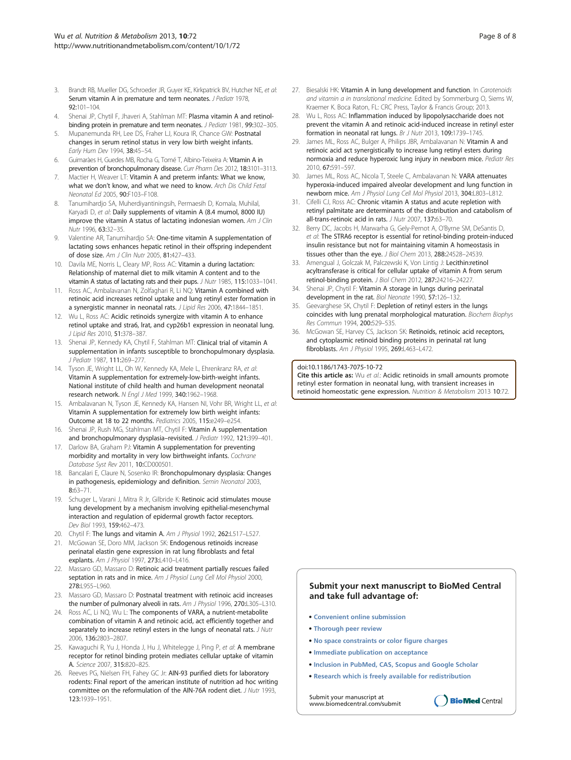3. Brandt RB, Mueller DG, Schroeder JR, Guyer KE, Kirkpatrick BV, Hutcher NE, *et al*: **Serum vitamin A in premature and term neonates.** *J Pediatr* 1978, **92**:101–104.
4. Shenai JP, Chytil F, Jhaveri A, Stahlman MT: **Plasma vitamin A and retinol-binding protein in premature and term neonates.** *J Pediatr* 1981, **99**:302–305.
5. Mupanemunda RH, Lee DS, Fraher LJ, Koura IR, Chance GW: **Postnatal changes in serum retinol status in very low birth weight infants.** *Early Hum Dev* 1994, **38**:45–54.
6. Guimarães H, Guedes MB, Rocha G, Tomé T, Albino-Teixeira A: **Vitamin A in prevention of bronchopulmonary disease.** *Curr Pharm Des* 2012, **18**:3101–3113.
7. Mactier H, Weaver LT: **Vitamin A and preterm infants: What we know, what we don't know, and what we need to know.** *Arch Dis Child Fetal Neonatal Ed* 2005, **90**:F103–F108.
8. Tanumihardjo SA, Muherdiyantiningsih, Permaesih D, Komala, Muhilal, Karyadi D, *et al*: **Daily supplements of vitamin A (8.4 mumol, 8000 IU) improve the vitamin A status of lactating indonesian women.** *Am J Clin Nutr* 1996, **63**:32–35.
9. Valentine AR, Tanumihardjo SA: **One-time vitamin A supplementation of lactating sows enhances hepatic retinol in their offspring independent of dose size.** *Am J Clin Nutr* 2005, **81**:427–433.
10. Davila ME, Norris L, Cleary MP, Ross AC: **Vitamin a during lactation: Relationship of maternal diet to milk vitamin A content and to the vitamin A status of lactating rats and their pups.** *J Nutr* 1985, **115**:1033–1041.
11. Ross AC, Ambalavanan N, Zolfaghari R, Li NQ: **Vitamin A combined with retinoic acid increases retinol uptake and lung retinyl ester formation in a synergistic manner in neonatal rats.** *J Lipid Res* 2006, **47**:1844–1851.
12. Wu L, Ross AC: **Acidic retinoids synergize with vitamin A to enhance retinol uptake and stra6, lrat, and cyp26b1 expression in neonatal lung.** *J Lipid Res* 2010, **51**:378–387.
13. Shenai JP, Kennedy KA, Chytil F, Stahlman MT: **Clinical trial of vitamin A supplementation in infants susceptible to bronchopulmonary dysplasia.** *J Pediatr* 1987, **111**:269–277.
14. Tyson JE, Wright LL, Oh W, Kennedy KA, Mele L, Ehrenkranz RA, *et al*: **Vitamin A supplementation for extremely-low-birth-weight infants. National institute of child health and human development neonatal research network.** *N Engl J Med* 1999, **340**:1962–1968.
15. Ambalavanan N, Tyson JE, Kennedy KA, Hansen NI, Vohr BR, Wright LL, *et al*: **Vitamin A supplementation for extremely low birth weight infants: Outcome at 18 to 22 months.** *Pediatrics* 2005, **115**:e249–e254.
16. Shenai JP, Rush MG, Stahlman MT, Chytil F: **Vitamin A supplementation and bronchopulmonary dysplasia–revisited.** *J Pediatr* 1992, **121**:399–401.
17. Darlow BA, Graham PJ: **Vitamin A supplementation for preventing morbidity and mortality in very low birthweight infants.** *Cochrane Database Syst Rev* 2011, **10**:CD000501.
18. Bancalari E, Claure N, Sosenko IR: **Bronchopulmonary dysplasia: Changes in pathogenesis, epidemiology and definition.** *Semin Neonatol* 2003, **8**:63–71.
19. Schuger L, Varani J, Mitra R Jr, Gilbride K: **Retinoic acid stimulates mouse lung development by a mechanism involving epithelial-mesenchymal interaction and regulation of epidermal growth factor receptors.** *Dev Biol* 1993, **159**:462–473.
20. Chytil F: **The lungs and vitamin A.** *Am J Physiol* 1992, **262**:L517–L527.
21. McGowan SE, Doro MM, Jackson SK: **Endogenous retinoids increase perinatal elastin gene expression in rat lung fibroblasts and fetal explants.** *Am J Physiol* 1997, **273**:L410–L416.
22. Massaro GD, Massaro D: **Retinoic acid treatment partially rescues failed septation in rats and in mice.** *Am J Physiol Lung Cell Mol Physiol* 2000, **278**:L955–L960.
23. Massaro GD, Massaro D: **Postnatal treatment with retinoic acid increases the number of pulmonary alveoli in rats.** *Am J Physiol* 1996, **270**:L305–L310.
24. Ross AC, Li NQ, Wu L: **The components of VARA, a nutrient-metabolite combination of vitamin A and retinoic acid, act efficiently together and separately to increase retinyl esters in the lungs of neonatal rats.** *J Nutr* 2006, **136**:2803–2807.
25. Kawaguchi R, Yu J, Honda J, Hu J, Whitelegge J, Ping P, *et al*: **A membrane receptor for retinol binding protein mediates cellular uptake of vitamin A.** *Science* 2007, **315**:820–825.
26. Reeves PG, Nielsen FH, Fahey GC Jr: **AIN-93 purified diets for laboratory rodents: Final report of the american institute of nutrition ad hoc writing committee on the reformulation of the AIN-76A rodent diet.** *J Nutr* 1993, **123**:1939–1951.
27. Biesalski HK: **Vitamin A in lung development and function.** In *Carotenoids and vitamin a in translational medicine*. Edited by Sommerburg O, Siems W, Kraemer K. Boca Raton, FL: CRC Press, Taylor & Francis Group; 2013.
28. Wu L, Ross AC: **Inflammation induced by lipopolysaccharide does not prevent the vitamin A and retinoic acid-induced increase in retinyl ester formation in neonatal rat lungs.** *Br J Nutr* 2013, **109**:1739–1745.
29. James ML, Ross AC, Bulger A, Philips JBR, Ambalavanan N: **Vitamin A and retinoic acid act synergistically to increase lung retinyl esters during normoxia and reduce hyperoxic lung injury in newborn mice.** *Pediatr Res* 2010, **67**:591–597.
30. James ML, Ross AC, Nicola T, Steele C, Ambalavanan N: **VARA attenuates hyperoxia-induced impaired alveolar development and lung function in newborn mice.** *Am J Physiol Lung Cell Mol Physiol* 2013, **304**:L803–L812.
31. Cifelli CJ, Ross AC: **Chronic vitamin A status and acute repletion with retinyl palmitate are determinants of the distribution and catabolism of all-trans-retinoic acid in rats.** *J Nutr* 2007, **137**:63–70.
32. Berry DC, Jacobs H, Marwarha G, Gely-Pernot A, O'Byrne SM, DeSantis D, *et al*: **The STRA6 receptor is essential for retinol-binding protein-induced insulin resistance but not for maintaining vitamin A homeostasis in tissues other than the eye.** *J Biol Chem* 2013, **288**:24528–24539.
33. Amengual J, Golczak M, Palczewski K, Von Lintig J: **Lecithin:retinol acyltransferase is critical for cellular uptake of vitamin A from serum retinol-binding protein.** *J Biol Chem* 2012, **287**:24216–24227.
34. Shenai JP, Chytil F: **Vitamin A storage in lungs during perinatal development in the rat.** *Biol Neonate* 1990, **57**:126–132.
35. Geevarghese SK, Chytil F: **Depletion of retinyl esters in the lungs coincides with lung prenatal morphological maturation.** *Biochem Biophys Res Commun* 1994, **200**:529–535.
36. McGowan SE, Harvey CS, Jackson SK: **Retinoids, retinoic acid receptors, and cytoplasmic retinoid binding proteins in perinatal rat lung fibroblasts.** *Am J Physiol* 1995, **269**:L463–L472.

doi:10.1186/1743-7075-10-72

**Cite this article as:** Wu *et al.*: Acidic retinoids in small amounts promote retinyl ester formation in neonatal lung, with transient increases in retinoid homeostatic gene expression. *Nutrition & Metabolism* 2013 **10**:72.

**Submit your next manuscript to BioMed Central and take full advantage of:**

- **Convenient online submission**
- **Thorough peer review**
- **No space constraints or color figure charges**
- **Immediate publication on acceptance**
- **Inclusion in PubMed, CAS, Scopus and Google Scholar**
- **Research which is freely available for redistribution**

Submit your manuscript at www.biomedcentral.com/submit

BioMed Central